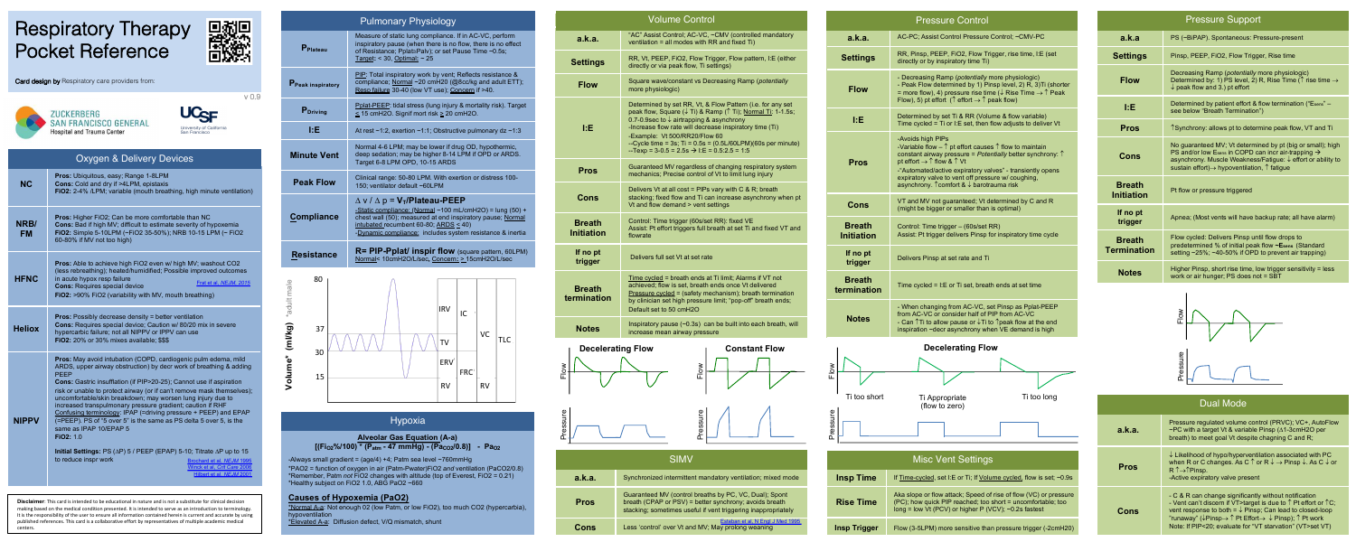# Respiratory Therapy Pocket Reference

**Card design by** Respiratory care providers from:

ZUCKERBERG SAN FRANCISCO GENERAL Hospital and Trauma Center

UCSF University of California San Francisco

v 0.9

## Oxygen & Delivery Devices

| | |
|---|---|
| **NC** | **Pros:** Ubiquitous, easy; Range 1-8LPM<br>**Cons:** Cold and dry if >4LPM, epistaxis<br>**FiO2:** 2-4% /LPM; variable (mouth breathing, high minute ventilation) |
| **NRB/ FM** | **Pros:** Higher FiO2; Can be more comfortable than NC<br>**Cons:** Bad if high MV; difficult to estimate severity of hypoxemia<br>**FiO2:** Simple 5-10LPM (~FiO2 35-50%); NRB 10-15 LPM (~ FiO2 60-80% if MV not too high) |
| **HFNC** | **Pros:** Able to achieve high FiO2 even w/ high MV; washout CO2 (less rebreathing); heated/humidified; Possible improved outcomes in acute hypox resp failure Frat et al, NEJM, 2015<br>**Cons:** Requires special device<br>**FiO2:** >90% FiO2 (variability with MV, mouth breathing) |
| **Heliox** | **Pros:** Possibly decrease density = better ventilation<br>**Cons:** Requires special device; Caution w/ 80/20 mix in severe hypercarbic failure; not all NIPPV or IPPV can use<br>**FiO2:** 20% or 30% mixes available; $$$ |
| **NIPPV** | **Pros:** May avoid intubation (COPD, cardiogenic pulm edema, mild ARDS, upper airway obstruction) by decr work of breathing & adding PEEP<br>**Cons:** Gastric insufflation (if PIP>20-25); Cannot use if aspiration risk or unable to protect airway (or if can't remove mask themselves); uncomfortable/skin breakdown; may worsen lung injury due to increased transpulmonary pressure gradient; caution if RHF<br>Confusing terminology: IPAP (=driving pressure + PEEP) and EPAP (=PEEP). PS of "5 over 5" is the same as PS delta 5 over 5, is the same as IPAP 10/EPAP 5<br>**FiO2:** 1.0<br><br>**Initial Settings:** PS (ΔP) 5 / PEEP (EPAP) 5-10; Titrate ΔP up to 15 to reduce inspr work Brochard et al, NEJM 1995; Wysocki et al, Crit Care 2006; Hilbert et al, NEJM 2001 |

**Disclaimer:** This card is intended to be educational in nature and is not a substitute for clinical decision making based on the medical condition presented. It is intended to serve as an introduction to terminology. It is the responsibility of the user to ensure all information contained herein is current and accurate by using published references. This card is a collaborative effort by representatives of multiple academic medical centers.

## Pulmonary Physiology

| | |
|---|---|
| **$P_{Plateau}$** | Measure of static lung compliance. If in AC-VC, perform inspiratory pause (when there is no flow, there is no effect of Resistance; Pplat≈Palv); or set Pause Time ~0.5s; Target: < 30, Optimal: ~ 25 |
| **$P_{Peak\ inspiratory}$** | PIP: Total inspiratory work by vent; Reflects resistance & compliance; Normal ~20 cmH20 (@8cc/kg and adult ETT); Resp failure 30-40 (low VT use); Concern if >40. |
| **$P_{Driving}$** | Pplat-PEEP: tidal stress (lung injury & mortality risk). Target ≤ 15 cmH2O. Signif mort risk ≥ 20 cmH2O. |
| **I:E** | At rest ~1:2, exertion ~1:1; Obstructive pulmonary dz ~1:3 |
| **Minute Vent** | Normal 4-6 LPM; may be lower if drug OD, hypothermic, deep sedation; may be higher 8-14 LPM if OPD or ARDS. Target 6-8 LPM OPD, 10-15 ARDS |
| **Peak Flow** | Clinical range: 50-80 LPM. With exertion or distress 100-150; ventilator default ~60LPM |
| **Compliance** | $\Delta v / \Delta p = V_T$/Plateau-PEEP<br>-Static compliance: (Normal ~100 mL/cmH2O) = lung (50) + chest wall (50); measured at end inspiratory pause; Normal intubated recumbent 60-80; ARDS ≤ 40)<br>-Dynamic compliance: includes system resistance & inertia |
| **Resistance** | **R= PIP-Pplat/ inspir flow** (square pattern, 60LPM) Normal< 10cmH2O/L/sec, Concern: ≥ 15cmH2O/L/sec |

Lung volumes chart (Volume* (ml/kg) *adult male): 80, 37, 30, 15; IRV, IC, TV, ERV, RV, FRC, VC, TLC

## Hypoxia

**Alveolar Gas Equation (A-a)**

$$[(F_{IO_2}\%/100) * (P_{atm} - 47\ mmHg) - (Pa_{CO_2}/0.8)] - Pa_{O_2}$$

-Always small gradient = (age/4) +4; Patm sea level ~760mmHg
*PAO2 = function of oxygen in air (Patm-Pwater)FiO2 *and* ventilation (PaCO2/0.8)
*Remember, Patm *not* FiO2 changes with altitude (top of Everest, FiO2 = 0.21)
*Healthy subject on FiO2 1.0, ABG PaO2 ~660

### Causes of Hypoxemia (PaO2)

*Normal A-a: Not enough O2 (low Patm, or low FiO2), too much CO2 (hypercarbia), hypoventilation
*Elevated A-a: Diffusion defect, V/Q mismatch, shunt

## Volume Control

| | |
|---|---|
| **a.k.a.** | "AC" Assist Control; AC-VC, ~CMV (controlled mandatory ventilation = all modes with RR and fixed Ti) |
| **Settings** | RR, Vt, PEEP, FiO2, Flow Trigger, Flow pattern, I:E (either directly or via peak flow, Ti settings) |
| **Flow** | Square wave/constant vs Decreasing Ramp (*potentially* more physiologic) |
| **I:E** | Determined by set RR, Vt, & Flow Pattern (i.e. for any set peak flow, Square (↓ Ti) & Ramp (↑ Ti); Normal Ti: 1-1.5s; 0.7-0.9sec to ↓ airtrapping & asynchrony<br>-Increase flow rate will decrease inspiratory time (Ti)<br>-Example: Vt 500/RR20/Flow 60<br>--Cycle time = 3s; Ti = 0.5s = (0.5L/60LPM)(60s per minute)<br>--Texp = 3-0.5 = 2.5s → I:E = 0.5:2.5 = 1:5 |
| **Pros** | Guaranteed MV regardless of changing respiratory system mechanics; Precise control of Vt to limit lung injury |
| **Cons** | Delivers Vt at all cost = PIPs vary with C & R; breath stacking; fixed flow and Ti can increase asynchrony when pt Vt and flow demand > vent settings |
| **Breath Initiation** | Control: Time trigger (60s/set RR): fixed VE<br>Assist: Pt effort triggers full breath at set Ti and fixed VT and flowrate |
| **If no pt trigger** | Delivers full set Vt at set rate |
| **Breath termination** | Time cycled = breath ends at Ti limit; Alarms if VT not achieved; flow is set, breath ends once Vt delivered<br>Pressure cycled = (safety mechanism); breath termination by clinician set high pressure limit; "pop-off" breath ends; Default set to 50 cmH2O |
| **Notes** | Inspiratory pause (~0.3s) can be built into each breath, will increase mean airway pressure |

Waveforms: Decelerating Flow; Constant Flow (Flow, Pressure)

## SIMV

| | |
|---|---|
| **a.k.a.** | Synchronized intermittent mandatory ventilation; mixed mode |
| **Pros** | Guaranteed MV (control breaths by PC, VC, Dual); Spont breath (CPAP or PSV) = better synchrony; avoids breath stacking; sometimes useful if vent triggering inappropriately |
| **Cons** | Less 'control' over Vt and MV; May prolong weaning Esteban et al, N Engl J Med 1995 |

## Pressure Control

| | |
|---|---|
| **a.k.a.** | AC-PC; Assist Control Pressure Control; ~CMV-PC |
| **Settings** | RR, Pinsp, PEEP, FiO2, Flow Trigger, rise time, I:E (set directly or by inspiratory time Ti) |
| **Flow** | - Decreasing Ramp (*potentially* more physiologic)<br>- Peak Flow determined by: 1) Pinsp level, 2) R, 3)Ti (shorter = more flow), 4) pressure rise time (↓ Rise Time → ↑ Peak Flow), 5) pt effort (↑ effort → ↑ peak flow) |
| **I:E** | Determined by set Ti & RR (Volume & flow variable)<br>Time cycled = Ti or I:E set, then flow adjusts to deliver Vt |
| **Pros** | -Avoids high PIPs<br>-Variable flow – ↑ pt effort causes ↑ flow to maintain constant airway pressure = *Potentially* better synchrony: ↑ pt effort → ↑ flow & ↑ Vt<br>-"Automated/active expiratory valves" - transiently opens expiratory valve to vent off pressure w/ coughing, asynchrony. ↑comfort & ↓ barotrauma risk |
| **Cons** | VT and MV not guaranteed; Vt determined by C and R (might be bigger or smaller than is optimal) |
| **Breath Initiation** | Control: Time trigger – (60s/set RR)<br>Assist: Pt trigger delivers Pinsp for inspiratory time cycle |
| **If no pt trigger** | Delivers Pinsp at set rate and Ti |
| **Breath termination** | Time cycled = I:E or Ti set, breath ends at set time |
| **Notes** | - When changing from AC-VC, set Pinsp as Pplat-PEEP from AC-VC or consider half of PIP from AC-VC<br>- Can ↑Ti to allow pause or ↓Ti to ↑peak flow at the end inspiration ~decr asynchrony when VE demand is high |

Waveforms: Decelerating Flow — Ti too short; Ti Appropriate (flow to zero); Ti too long

## Misc Vent Settings

| | |
|---|---|
| **Insp Time** | If Time-cycled, set I:E or Ti; If Volume cycled, flow is set; ~0.9s |
| **Rise Time** | Aka slope or flow attack; Speed of rise of flow (VC) or pressure (PC); how quick PIP reached; too short = uncomfortable; too long = low Vt (PCV) or higher P (VCV); ~0.2s fastest |
| **Insp Trigger** | Flow (3-5LPM) more sensitive than pressure trigger (-2cmH20) |

## Pressure Support

| | |
|---|---|
| **a.k.a** | PS (~BiPAP). Spontaneous. Pressure-present |
| **Settings** | Pinsp, PEEP, FiO2, Flow Trigger, Rise time |
| **Flow** | Decreasing Ramp (*potentially* more physiologic) Determined by: 1) PS level, 2) R, Rise Time (↑ rise time → ↓ peak flow and 3.) pt effort |
| **I:E** | Determined by patient effort & flow termination ("$E_{sens}$" – see below "Breath Termination") |
| **Pros** | ↑Synchrony: allows pt to determine peak flow, VT and Ti |
| **Cons** | No guaranteed MV; Vt determined by pt (big or small); high PS and/or low $E_{sens}$ in COPD can incr air-trapping → asynchrony. Muscle Weakness/Fatigue: ↓ effort or ability to sustain effort)→ hypoventilation, ↑ fatigue |
| **Breath Initiation** | Pt flow or pressure triggered |
| **If no pt trigger** | Apnea; (Most vents will have backup rate; all have alarm) |
| **Breath Termination** | Flow cycled: Delivers Pinsp until flow drops to predetermined % of initial peak flow ~$E_{sens}$ (Standard setting ~25%; ~40-50% if OPD to prevent air trapping) |
| **Notes** | Higher Pinsp, short rise time, low trigger sensitivity = less work or air hunger; PS does not = SBT |

Waveforms: Flow, Pressure

## Dual Mode

| | |
|---|---|
| **a.k.a.** | Pressure regulated volume control (PRVC); VC+, AutoFlow –PC with a target Vt & variable Pinsp (Δ1-3cmH2O per breath) to meet goal Vt despite chagning C and R; |
| **Pros** | ↓ Likelihood of hypo/hyperventilation associated with PC when R or C changes. As C ↑ or R ↓ → Pinsp ↓. As C ↓ or R ↑→↑Pinsp.<br>-Active expiratory valve present |
| **Cons** | - C & R can change significantly without notification<br>- Vent can't discern if VT>target is due to ↑ Pt effort or ↑C; vent response to both = ↓ Pinsp; Can lead to closed-loop "runaway" (↓Pinsp→ ↑ Pt Effort→ ↓ Pinsp); ↑ Pt work<br>Note: If PIP<20; evaluate for "VT starvation" (VT>set VT) |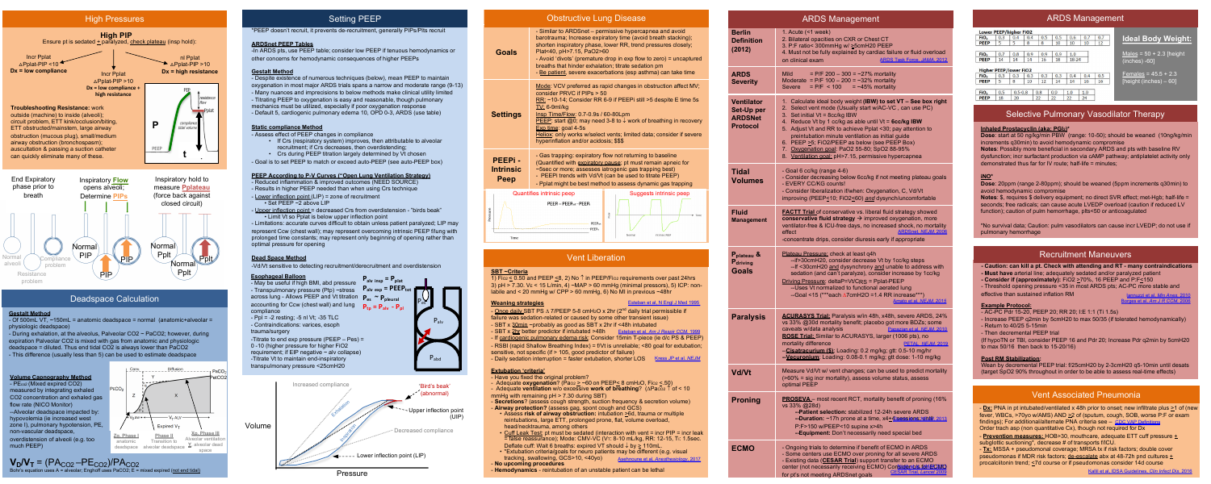# High Pressures

**High PIP**

Ensure pt is sedated + paralyzed, check plateau (insp hold):

Incr Pplat
$\Delta$Pplat-PIP <10
**Dx = low compliance**

nl Pplat
$\Delta$Pplat-PIP >10
**Dx = high resistance**

Incr Pplat
$\Delta$Pplat-PIP >10
**Dx = low compliance + high resistance**

**Troubleshooting Resistance:** work outside (machine) to inside (alveoli); circuit problem, ETT kink/occlusion/biting, ETT obstructed/mainstem, large airway obstruction (mucous plug), small/medium airway obstruction (bronchospasm); auscultation & passing a suction catheter can quickly eliminate many of these.

PIP
resistance
flow
Pplat
compliance
tidal volume
PEEP
P
t

End Expiratory phase prior to breath

Inspiratory **Flow** opens alveoli; Determine **PIPs**

Inspiratory hold to measure **Pplateau** (force back against closed circuit)

Normal alveoli
Compliance problem
Resistance problem
Normal PIP
PIP
PIP
Normal Pplt
Normal Pplt
Pplt

# Deadspace Calculation

**Gestalt Method**
- Of 500mL VT, ~150mL = anatomic deadspace = normal (anatomic+alveolar = physiologic deadspace)
- During exhalation, at the alveolus, Palveolar CO2 ~ PaCO2; however, during expiration PalveolarCO2 is mixed with gas from anatomic and physiologic deadspace = diluted. Thus end tidal CO2 is always lower than PaCO2
- This difference (usually less than 5) can be used to estimate deadspace

**Volume Capnography Method**
- $PE_{CO2}$ (Mixed expired CO2) measured by integrating exhaled CO2 concentration and exhaled gas flow rate (NICO Monitor)
--Alveolar deadspace impacted by: hypovolemia (ie increased west zone I), pulmonary hypotension, PE, non-vascular deadspace, overdistension of alveoli (e.g. too much PEEP)

Conv. Diffusion
$PaCO_2$
$PetCO_2$
$PECO_2$
Y
Z
X
$V_{Daw}$
Expired $V_T$
$V_{T,alv}$
Zo. Phase I anatomic deadspace
Phase II Transition to alveolar deadspace
Zo. Phase III Alveolar ventilation
Y alveolar dead space

$$V_D/V_T = (PA_{CO2} - PE_{CO2})/PA_{CO2}$$

Bohr's equation uses A = alveolar; Enghoff uses PaCO2; E = mixed expired (not end tidal)

# Setting PEEP

*PEEP doesn't recruit, it prevents de-recruitment, generally PIPs/Plts recruit

**ARDSnet PEEP Tables**
-In ARDS pts, use PEEP table; consider low PEEP if tenuous hemodynamics or other concerns for hemodynamic consequences of higher PEEPs

**Gestalt Method**
- Despite existence of numerous techniques (below), mean PEEP to maintain oxygenation in most major ARDS trials spans a narrow and moderate range (9-13)
- Many nuances and impressions to below methods make clinical utility limited
- Titrating PEEP to oxygenation is easy and reasonable, though pulmonary mechanics must be utilized, especially if poor oxygenation response
- Default 5, cardiogenic pulmonary edema 10, OPD 0-3, ARDS (use table)

**Static compliance Method**
- Assess effect of PEEP changes in compliance
  - If Crs (respiratory system) improves, then attributable to alveolar recruitment; if Crs decreases, then overdistending;
  - Crs during PEEP titration largely determined by Vt chosen
- Goal is to set PEEP to match or exceed auto-PEEP (see auto-PEEP box)

**PEEP According to P-V Curves (*Open Lung Ventilation Strategy)**
- Reduced inflammation & improved outcomes (NEED SOURCE)
- Results in higher PEEP needed than when using Crs technique
- Lower inflection point (LIP) = zone of recruitment
  - Set PEEP ~2 above LIP
- Upper inflection point = decreased Crs from overdistension - "birds beak"
  - Limit Vt so Pplat is below upper inflection point
- Limitations: accurate curves difficult to obtain unless patient paralyzed; LIP may represent Ccw (chest wall); may represent overcoming intrinsic PEEP filung with prolonged time constants; may represent only beginning of opening rather than optimal pressure for opening

**Dead Space Method**
-Vd/Vt sensitive to detecting recruitment/derecruitment and overdistension

**Esophageal Balloon**
- May be useful if high BMI, abd pressure
- Transpulmonary pressure (Ptp) ~stress across lung - Allows PEEP and Vt titration accounting for Ccw (chest wall) and lung compliance
- Ppl = -2 resting; -5 nl Vt; -35 TLC
- Contraindications: varices, esoph trauma/surgery
-Titrate to end exp pressure (PEEP – Pes) = 0 -10 (higher pressure for higher FiO2 requirement; if EIP negative ~ alv collapse)
-Titrate Vt to maintain end-inspiratory transpulmonary pressure <25cmH2O

$P_{alv\ insp} = P_{plat}$
$P_{alv\ exp} = PEEP_{tot}$
$P_{es} \sim P_{pleural}$
$P_{tp} = P_{alv} - P_{pl}$

$P_{es}$
$P_{alv}$
$P_{abd}$

Increased compliance
'Bird's beak' (abnormal)
Upper inflection point (UIP)
Decreased compliance
Lower inflection point (LIP)
Volume
Pressure
Inflation
Deflation

# Obstructive Lung Disease

| | |
|---|---|
| **Goals** | - Similar to ARDSnet – permissive hypercapnea and avoid barotrauma; Increase expiratory time (avoid breath stacking); shorten inspiratory phase, lower RR, trend pressures closely; Plat<40, pH>7.15, PaO2>60<br>- Avoid 'divots' (premature drop in exp flow to zero) = uncaptured breaths that hinder exhalation; titrate sedation prn<br>- Be patient, severe exacerbations (esp asthma) can take time |
| **Settings** | Mode: VCV preferred as rapid changes in obstruction affect MV; consider PRVC if PIPs > 50<br>RR: ~10-14; Consider RR 6-9 if PEEPi still >5 despite E time 5s<br>TV: 6-9ml/kg<br>Insp Time/Flow: 0.7-0.9s / 60-80Lpm<br>PEEP: start @0; may need 5-8 to ↓ work of breathing in recovery<br>Exp time: goal 4-5s<br>Heliox: only works w/select vents; limited data; consider if severe hyperinflation and/or acidosis; $$$ |
| **PEEPi - Intrinsic Peep** | - Gas trapping: expiratory flow not returning to baseline (Quantified with expiratory pause: pt must remain apneic for ~5sec or more; assesses iatrogenic gas trapping best)<br>- PEEPi trends with Vd/Vt (can be used to titrate PEEP)<br>- Pplat might be best method to assess dynamic gas trapping |

Quantifies intrinsic peep
PEEP$_{tot}$ – PEEP$_{set}$ = PEEP$_i$
Pressure
Time
PEEP$_{tot}$
PEEP$_e$

Suggests intrinsic peep
Flow
Time
Normal
Intrinsic PEEP

# Vent Liberation

**SBT –Criteria**
1) $FI_{O2}$ ≤ 0.50 and PEEP ≤8, 2) No ↑ in PEEP/$FI_{O2}$ requirements over past 24hrs 3) pH > 7.30, Vₑ < 15 L/min, 4) ~MAP > 60 mmHg (minimal pressors), 5) ICP: non-labile and < 20 mmHg w/ CPP > 60 mmHg, 6) No MI in previous ~48hr

**Weaning strategies** — Esteban et al. N Engl J Med 1995
- Once daily SBT PS Δ 7/PEEP 5-8 cmH₂O x 2hr (2nd daily trial permissible if failure was sedation-related or caused by some other transient issue)
- SBT x 30min ~probably as good as SBT x 2hr if <48h intubated
- SBT x 2hr better predictor if intubated >48h — Esteban et al. Am J Respir CCM, 1999
- If cardiogenic pulmonary edema risk: Consider 15min T-piece (ie d/c PS & PEEP)
- RSBI (rapid Shallow Breathing Index) = f/Vt is unreliable; <80 goal for extubation; sensitive, not specific (if > 105, good predictor of failure)
- Daily sedation interruption = faster extubation, shorter LOS — Kress JP et al. NEJM

**Extubation 'criteria'**
- Have you fixed the original problem?
- Adequate **oxygenation**? ($PA_{O2}$ ≥ ~60 on PEEP≤ 8 cmH₂O, $FI_{O2}$ ≤.50)
- Adequate **ventilation** w/o excessive **work of breathing**? ($\Delta PaCO_2$ ↑ of < 10 mmHg with remaining pH > 7.30 during SBT)
- **Secretions**? (assess cough strength, suction frequency & secretion volume)
- **Airway protection**? (assess gag, spont cough and GCS)
  - Assess **risk of airway obstruction**: intubation >6d, trauma or multiple reintubations, large ETT, prolonged prone, flat, volume overload, head/neck trauma, among others
  - Cuff Leak Test: pt must be sedated (interaction with vent = incr PIP = incr leak = false reassurance); Mode: CMV-VC (Vт: 8-10 mL/kg, RR: 12-15, Tᵢ: 1.5sec. Deflate cuff: Wait 6 breaths: expired VT should ↓ by ≥ 110mL.
  - *Extubation criteria/goals for neuro patients may be different (e.g. visual tracking, swallowing, GCS>10, <40yo) — Asehnoune et al. Anesthesiology, 2017
- **No upcoming procedures**
- **Hemodynamics** - reintubation of an unstable patient can be lethal

# ARDS Management

| | |
|---|---|
| **Berlin Definition (2012)** | 1. Acute (<1 week)<br>2. Bilateral opacities on CXR or Chest CT<br>3. P:F ratio< 300mmHg w/ ≥5cmH20 PEEP<br>4. Must not be fully explained by cardiac failure or fluid overload on clinical exam — ARDS Task Force, JAMA, 2012 |
| **ARDS Severity** | Mild = P/F 200 – 300 = ~27% mortality<br>Moderate = P/F 100 – 200 = ~32% mortality<br>Severe = P/F < 100 = ~45% mortality |
| **Ventilator Set-Up per ARDSNet Protocol** | 1. Calculate ideal body weight (**IBW) to set VT – See box right**<br>2. Select vent mode (Usually start w/AC-VC , can use PC)<br>3. Set initial Vt = 8cc/kg IBW<br>4. Reduce Vt by 1 cc/kg as able until Vt = **6cc/kg IBW**<br>5. Adjust Vt and RR to achieve Pplat <30; pay attention to preintubation minute ventilation as initial guide<br>6. PEEP ≥5; FiO2/PEEP as below (see PEEP Box)<br>7. Oxygenation goal: PaO2 55-80; SpO2 88-95%<br>8. Ventilation goal: pH>7.15, permissive hypercapnea |
| **Tidal Volumes** | - Goal 6 cc/kg (range 4-6)<br>- Consider decreasing below 6cc/kg if not meeting plateau goals<br>- EVERY CC/KG counts!<br>- Consider liberalization if/when: Oxygenation, C, Vd/Vt improving (PEEP≤10; FiO2<60) and dysynch/uncomfortable |
| **Fluid Management** | **FACTT Trial** of conservative vs. liberal fluid strategy showed **conservative fluid strategy** → improved oxygenation, more ventilator-free & ICU-free days, no increased shock, no mortality effect — ARDSnet, NEJM 2006<br>-concentrate drips, consider diuresis early if appropriate |
| **$P_{plateau}$ & $P_{driving}$ Goals** | Plateau Pressure: check at least q4h<br>--if>30cmH20, consider decrease Vt by 1cc/kg steps<br>--If <30cmH20 and dysynchrony and unable to address with sedation (and can't paralyze), consider increase by 1cc/kg<br>Driving Pressure: delta P=Pplat-PEEP<br>--Uses Vt normalized to functional aerated lung<br>--Goal <15 (**each Δ7cmH20 =1.4 RR increase***) — Amato et al. NEJM, 2015 |
| **Paralysis** | **ACURASYS Trial:** Paralysis w/in 48h, x48h, severe ARDS, 24% vs 33% @30d mortality benefit; placebo got more BDZs; some caveats w/data analysis — Papazian et al. NEJM, 2010<br>**ROSE Trial:** Similar to ACURASYS, larger (1006 pts), no mortality difference — PETAL, NEJM 2019<br>--**Cisatracurium (\$)**: Loading 0.2 mg/kg; gtt: 0.5-10 mg/hr<br>--**Vecuronium**: Loading: 0.08-0.1 mg/kg; gtt dose: 1-10 mg/kg |
| **Vd/Vt** | Measure Vd/Vt w/ vent changes; can be used to predict mortality (>60% = sig incr mortality), assess volume status, assess optimal PEEP |
| **Proning** | **PROSEVA** – most recent RCT, mortality benefit of proning (16% vs 33%, @28d)<br>--**Patient selection:** stabilized 12-24h severe ARDS<br>--**Duration:** ~17h prone at a time, x4+ sessions, until P:F>150 w/PEEP<10 supine x>4h — Guerin et al, NEJM, 2013<br>--**Equipment:** Don't necessarily need special bed |
| **ECMO** | - Ongoing trials to determine if benefit of ECMO in ARDS<br>- Some centers use ECMO over proning for all severe ARDS<br>- Existing data (**CESAR Trial**) support transfer to an ECMO center (not necessarily receiving ECMO) Consider pts for ECMO for pt's not meeting ARDSnet goals — Peek et al. for the ECMO CESAR Trial, Lancet 2009 |

# ARDS Management

Lower PEEP/higher FiO2

| | | | | | | | | |
|---|---|---|---|---|---|---|---|---|
| $FIO_2$ | 0.3 | 0.4 | 0.4 | 0.5 | 0.5 | 0.6 | 0.7 | 0.7 |
| PEEP | 5 | 5 | 8 | 8 | 10 | 10 | 10 | 12 |

| | | | | | | |
|---|---|---|---|---|---|---|
| $FIO_2$ | 0.7 | 0.8 | 0.9 | 0.9 | 0.9 | 1.0 |
| PEEP | 14 | 14 | 14 | 16 | 18 | 18-24 |

Higher PEEP/lower FiO2

| | | | | | | | | |
|---|---|---|---|---|---|---|---|---|
| $FIO_2$ | 0.3 | 0.3 | 0.3 | 0.3 | 0.3 | 0.4 | 0.4 | 0.5 |
| PEEP | 5 | 8 | 10 | 12 | 14 | 14 | 16 | 16 |

| | | | | | | |
|---|---|---|---|---|---|---|
| $FIO_2$ | 0.5 | 0.5-0.8 | 0.8 | 0.9 | 1.0 | 1.0 |
| PEEP | 18 | 20 | 22 | 22 | 22 | 24 |

**Ideal Body Weight:**

Males = 50 + 2.3 [height (inches) -60]

Females = 45.5 + 2.3 [height (inches) – 60]

# Selective Pulmonary Vasodilator Therapy

**Inhaled Prostacyclin (aka: PGI₂)***
**Dose**: start at 50 ng/kg/min PBW (range: 10-50); should be weaned (10ng/kg/min increments q30min) to avoid hemodynamic compromise
**Notes**: Possibly more beneficial in secondary ARDS and pts with baseline RV dysfunction; incr surfactant production via cAMP pathway; antiplatelet activity only demonstrated thus far for IV route; half-life = minutes;

**iNO***
**Dose**: 20ppm (range 2-80ppm); should be weaned (5ppm increments q30min) to avoid hemodynamic compromise
**Notes**: $, requires $ delivery equipment; no direct SVR effect; met-Hgb; half-life = seconds; free radicals; can cause acute LVEDP overload (caution if reduced LV function); caution of pulm hemorrhage, plts<50 or anticoagulated

*No survival data; Caution: pulm vasodilators can cause incr LVEDP; do not use if pulmonary hemorrhage

# Recruitment Maneuvers

- **Caution: can kill a pt. Check with attending and RT - many contraindications**
- **Must have** arterial line; adequately sedated and/or paralyzed patient
- **Consider if (approximately):** FiO2≥70%, 16 PEEP and P:F<150
- Threshold opening pressure <35 in most ARDS pts; AC-PC more stable and effective than sustained inflation RM — Iannuzzi et al. Crit Care, 2010; Borges et al. Am J R CCM, 2006

**Example Protocol:**
- AC-PC Pdr 15-20, PEEP 20; RR 20; I:E 1:1 (Ti 1.5s)
- Increase PEEP q2min by 5cmH20 to max 50/35 (if tolerated hemodynamically)
- Return to 40/25 5-15min
- Then decremental PEEP trial
(If hypoTN or TBI, consider PEEP 16 and Pdr 20; Increase Pdr q2min by 5cmH20 to max 50/16 then back to 15-20/16)

**Post RM Stabilization:**
Wean by decremental PEEP trial: f/25cmH20 by 2-3cmH20 q5-10min until desats (target SpO2 90% throughout in order to be able to assess real-time effects)

# Vent Associated Pneumonia

- **Dx:** PNA in pt intubated/ventilated ≥ 48h prior to onset; new infiltrate plus >1 of (new fever, WBCs, >70yo w/AMS) AND >2 of (sputum, cough, SOB, worse P:F or exam findings); For additional/alternate PNA criteria see – CDC VAP Definitions
Order trach asp (non quantitative Cx), though not required for Dx
- **Prevention measures:** HOB>30, mouthcare, adequate ETT cuff pressure + subglottic suctioning*, decrease # of transports f/ICU.
- **Tx:** MSSA + pseudomonal coverage; MRSA tx if risk factors; double cover pseudomonas if MDR risk factors; de-escalate abx at 48-72h pnd cultures + procalcitonin trend; <7d course or if pseudomonas consider 14d course — Kalil et al. IDSA Guidelines, Clin Infect Dis, 2016